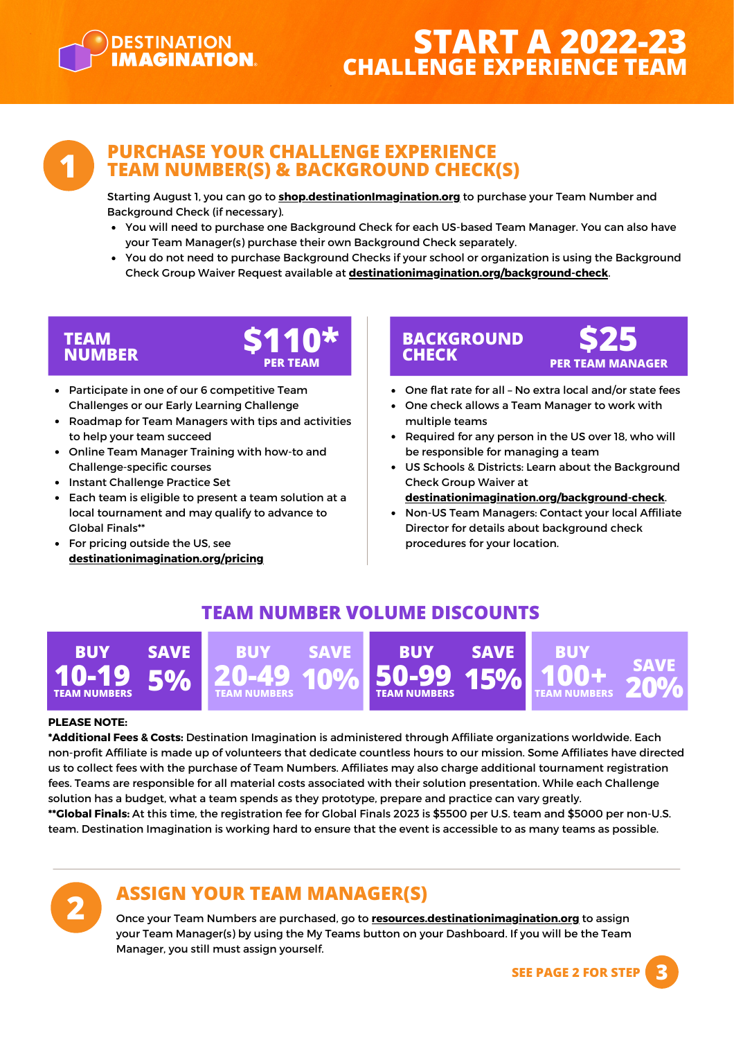# START A 2022-23 CHALLENGE EXPERIENCE TEAM

DESTINATION IMAGINATION.

## 1 PURCHASE YOUR CHALLENGE EXPERIENCE TEAM NUMBER(S) & BACKGROUND CHECK(S)

Starting August 1, you can go to **shop.destinationImagination.org** to purchase your Team Number and Background Check (if necessary).

- You will need to purchase one Background Check for each US-based Team Manager. You can also have your Team Manager(s) purchase their own Background Check separately.
- You do not need to purchase Background Checks if your school or organization is using the Background Check Group Waiver Request available at **destinationimagination.org/background-check**.

### TEAM NUMBER — $110* PER TEAM

- Participate in one of our 6 competitive Team Challenges or our Early Learning Challenge
- Roadmap for Team Managers with tips and activities to help your team succeed
- Online Team Manager Training with how-to and Challenge-specific courses
- Instant Challenge Practice Set
- Each team is eligible to present a team solution at a local tournament and may qualify to advance to Global Finals**
- For pricing outside the US, see **destinationimagination.org/pricing**

### BACKGROUND CHECK — $25 PER TEAM MANAGER

- One flat rate for all – No extra local and/or state fees
- One check allows a Team Manager to work with multiple teams
- Required for any person in the US over 18, who will be responsible for managing a team
- US Schools & Districts: Learn about the Background Check Group Waiver at **destinationimagination.org/background-check**.
- Non-US Team Managers: Contact your local Affiliate Director for details about background check procedures for your location.

## TEAM NUMBER VOLUME DISCOUNTS

| BUY | SAVE |
|---|---|
| 10-19 TEAM NUMBERS | 5% |
| 20-49 TEAM NUMBERS | 10% |
| 50-99 TEAM NUMBERS | 15% |
| 100+ TEAM NUMBERS | 20% |

**PLEASE NOTE:**

***Additional Fees & Costs:** Destination Imagination is administered through Affiliate organizations worldwide. Each non-profit Affiliate is made up of volunteers that dedicate countless hours to our mission. Some Affiliates have directed us to collect fees with the purchase of Team Numbers. Affiliates may also charge additional tournament registration fees. Teams are responsible for all material costs associated with their solution presentation. While each Challenge solution has a budget, what a team spends as they prototype, prepare and practice can vary greatly.

****Global Finals:** At this time, the registration fee for Global Finals 2023 is $5500 per U.S. team and $5000 per non-U.S. team. Destination Imagination is working hard to ensure that the event is accessible to as many teams as possible.

## 2 ASSIGN YOUR TEAM MANAGER(S)

Once your Team Numbers are purchased, go to **resources.destinationimagination.org** to assign your Team Manager(s) by using the My Teams button on your Dashboard. If you will be the Team Manager, you still must assign yourself.

SEE PAGE 2 FOR STEP 3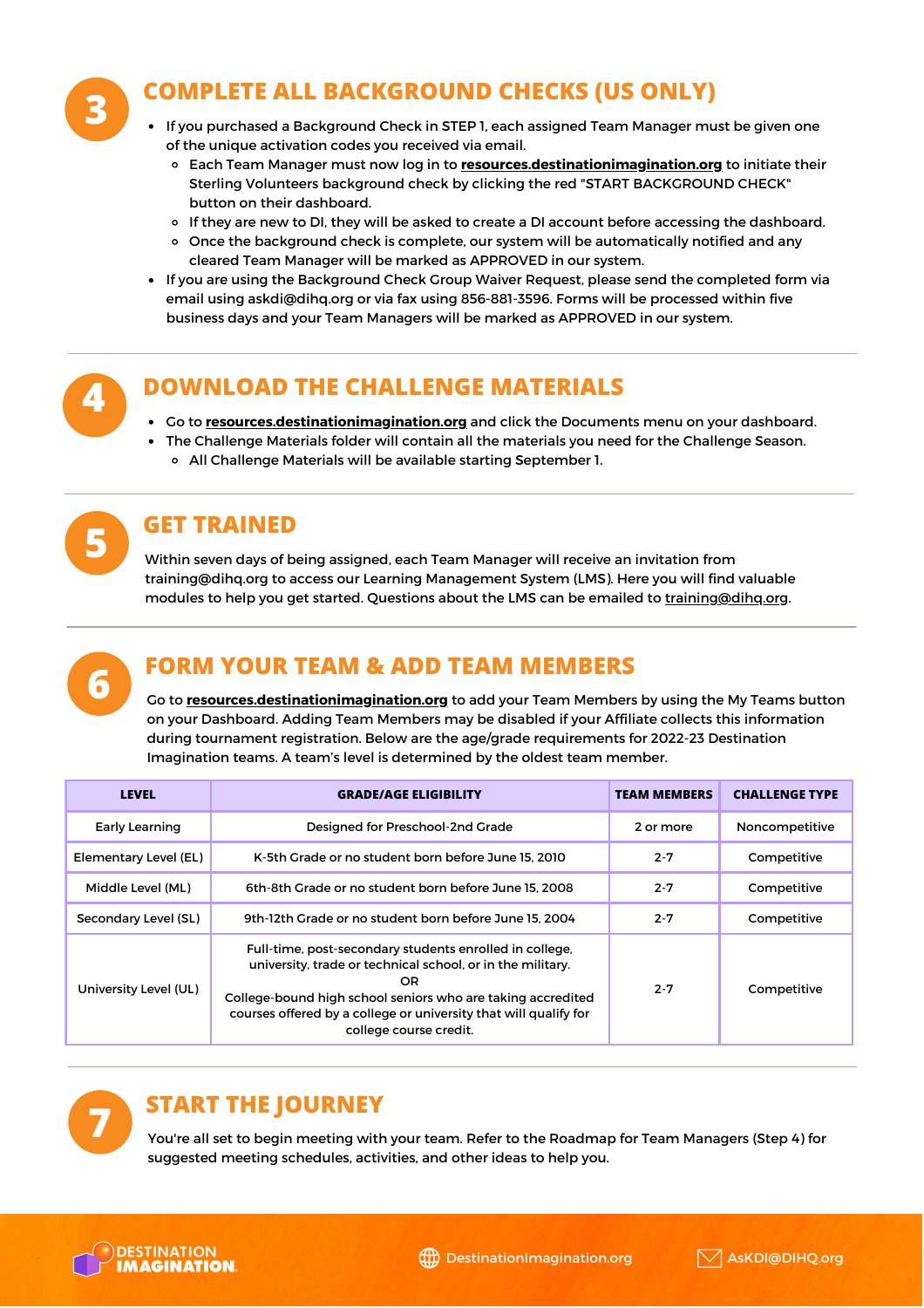## 3 COMPLETE ALL BACKGROUND CHECKS (US ONLY)

- If you purchased a Background Check in STEP 1, each assigned Team Manager must be given one of the unique activation codes you received via email.
  - Each Team Manager must now log in to **resources.destinationimagination.org** to initiate their Sterling Volunteers background check by clicking the red "START BACKGROUND CHECK" button on their dashboard.
  - If they are new to DI, they will be asked to create a DI account before accessing the dashboard.
  - Once the background check is complete, our system will be automatically notified and any cleared Team Manager will be marked as APPROVED in our system.
- If you are using the Background Check Group Waiver Request, please send the completed form via email using askdi@dihq.org or via fax using 856-881-3596. Forms will be processed within five business days and your Team Managers will be marked as APPROVED in our system.

## 4 DOWNLOAD THE CHALLENGE MATERIALS

- Go to **resources.destinationimagination.org** and click the Documents menu on your dashboard.
- The Challenge Materials folder will contain all the materials you need for the Challenge Season.
  - All Challenge Materials will be available starting September 1.

## 5 GET TRAINED

Within seven days of being assigned, each Team Manager will receive an invitation from training@dihq.org to access our Learning Management System (LMS). Here you will find valuable modules to help you get started. Questions about the LMS can be emailed to training@dihq.org.

## 6 FORM YOUR TEAM & ADD TEAM MEMBERS

Go to **resources.destinationimagination.org** to add your Team Members by using the My Teams button on your Dashboard. Adding Team Members may be disabled if your Affiliate collects this information during tournament registration. Below are the age/grade requirements for 2022-23 Destination Imagination teams. A team's level is determined by the oldest team member.

| LEVEL | GRADE/AGE ELIGIBILITY | TEAM MEMBERS | CHALLENGE TYPE |
|---|---|---|---|
| Early Learning | Designed for Preschool-2nd Grade | 2 or more | Noncompetitive |
| Elementary Level (EL) | K-5th Grade or no student born before June 15, 2010 | 2-7 | Competitive |
| Middle Level (ML) | 6th-8th Grade or no student born before June 15, 2008 | 2-7 | Competitive |
| Secondary Level (SL) | 9th-12th Grade or no student born before June 15, 2004 | 2-7 | Competitive |
| University Level (UL) | Full-time, post-secondary students enrolled in college, university, trade or technical school, or in the military. OR College-bound high school seniors who are taking accredited courses offered by a college or university that will qualify for college course credit. | 2-7 | Competitive |

## 7 START THE JOURNEY

You're all set to begin meeting with your team. Refer to the Roadmap for Team Managers (Step 4) for suggested meeting schedules, activities, and other ideas to help you.

DESTINATION IMAGINATION

DestinationImagination.org

AsKDI@DIHQ.org